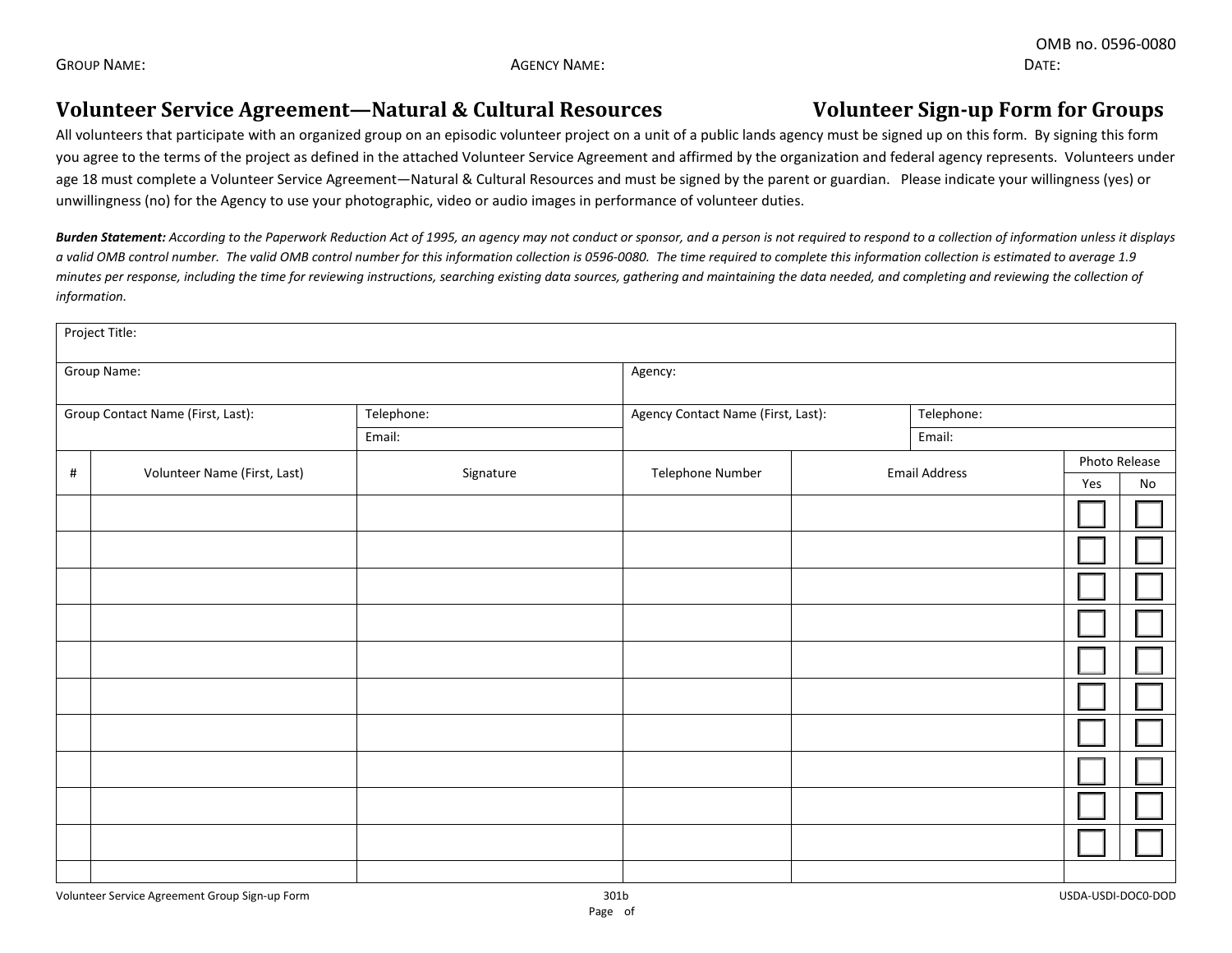OMB no. 0596-0080

GROUP NAME: AGENCY NAME: DATE:

# Volunteer Service Agreement—Natural & Cultural Resources

# Volunteer Sign-up Form for Groups

All volunteers that participate with an organized group on an episodic volunteer project on a unit of a public lands agency must be signed up on this form. By signing this form you agree to the terms of the project as defined in the attached Volunteer Service Agreement and affirmed by the organization and federal agency represents. Volunteers under age 18 must complete a Volunteer Service Agreement—Natural & Cultural Resources and must be signed by the parent or guardian. Please indicate your willingness (yes) or unwillingness (no) for the Agency to use your photographic, video or audio images in performance of volunteer duties.

***Burden Statement:*** *According to the Paperwork Reduction Act of 1995, an agency may not conduct or sponsor, and a person is not required to respond to a collection of information unless it displays a valid OMB control number. The valid OMB control number for this information collection is 0596-0080. The time required to complete this information collection is estimated to average 1.9 minutes per response, including the time for reviewing instructions, searching existing data sources, gathering and maintaining the data needed, and completing and reviewing the collection of information.*

| Project Title: | | | |
|---|---|---|---|
| Group Name: | | Agency: | |
| Group Contact Name (First, Last): | Telephone: <br> Email: | Agency Contact Name (First, Last): | Telephone: <br> Email: |

| # | Volunteer Name (First, Last) | Signature | Telephone Number | Email Address | Photo Release | |
|---|---|---|---|---|---|---|
| | | | | | Yes | No |
| | | | | | ☐ | ☐ |
| | | | | | ☐ | ☐ |
| | | | | | ☐ | ☐ |
| | | | | | ☐ | ☐ |
| | | | | | ☐ | ☐ |
| | | | | | ☐ | ☐ |
| | | | | | ☐ | ☐ |
| | | | | | ☐ | ☐ |
| | | | | | ☐ | ☐ |
| | | | | | ☐ | ☐ |
| | | | | | | |

Volunteer Service Agreement Group Sign-up Form 301b USDA-USDI-DOC0-DOD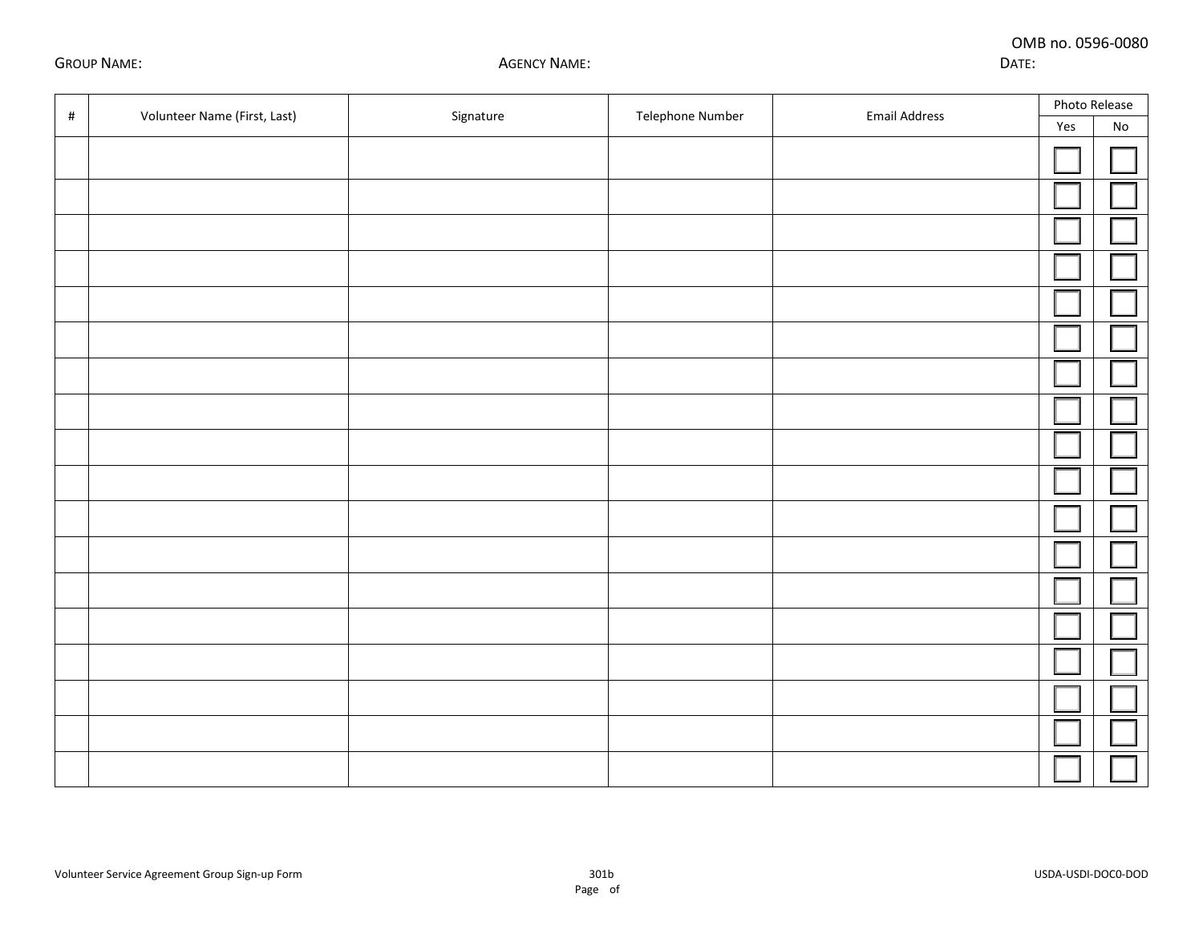OMB no. 0596-0080

GROUP NAME: AGENCY NAME: DATE:

| # | Volunteer Name (First, Last) | Signature | Telephone Number | Email Address | Photo Release | |
|---|---|---|---|---|---|---|
| | | | | | Yes | No |
| | | | | | ☐ | ☐ |
| | | | | | ☐ | ☐ |
| | | | | | ☐ | ☐ |
| | | | | | ☐ | ☐ |
| | | | | | ☐ | ☐ |
| | | | | | ☐ | ☐ |
| | | | | | ☐ | ☐ |
| | | | | | ☐ | ☐ |
| | | | | | ☐ | ☐ |
| | | | | | ☐ | ☐ |
| | | | | | ☐ | ☐ |
| | | | | | ☐ | ☐ |
| | | | | | ☐ | ☐ |
| | | | | | ☐ | ☐ |
| | | | | | ☐ | ☐ |
| | | | | | ☐ | ☐ |
| | | | | | ☐ | ☐ |
| | | | | | ☐ | ☐ |

Volunteer Service Agreement Group Sign-up Form 301b USDA-USDI-DOC0-DOD